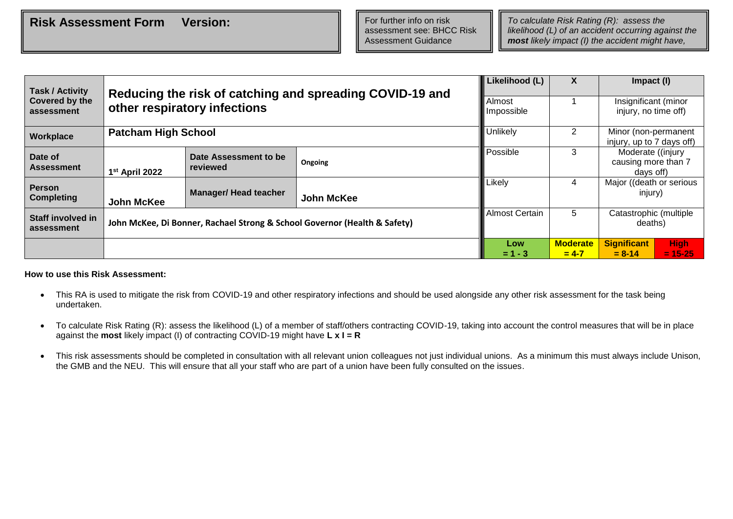| Risk Assessment Form Version: | For further info on risk assessment see: BHCC Risk Assessment Guidance | *To calculate Risk Rating (R): assess the likelihood (L) of an accident occurring against the **most** likely impact (I) the accident might have,* |
|---|---|---|

| | | | | Likelihood (L) | X | Impact (I) | |
|---|---|---|---|---|---|---|---|
| **Task / Activity Covered by the assessment** | **Reducing the risk of catching and spreading COVID-19 and other respiratory infections** | | | Almost Impossible | 1 | Insignificant (minor injury, no time off) | |
| **Workplace** | **Patcham High School** | | | Unlikely | 2 | Minor (non-permanent injury, up to 7 days off) | |
| **Date of Assessment** | **1st April 2022** | **Date Assessment to be reviewed** | **Ongoing** | Possible | 3 | Moderate ((injury causing more than 7 days off) | |
| **Person Completing** | **John McKee** | **Manager/ Head teacher** | **John McKee** | Likely | 4 | Major ((death or serious injury) | |
| **Staff involved in assessment** | **John McKee, Di Bonner, Rachael Strong & School Governor (Health & Safety)** | | | Almost Certain | 5 | Catastrophic (multiple deaths) | |
| | | | | **Low = 1 - 3** | **Moderate = 4-7** | **Significant = 8-14** | **High = 15-25** |

**How to use this Risk Assessment:**

- This RA is used to mitigate the risk from COVID-19 and other respiratory infections and should be used alongside any other risk assessment for the task being undertaken.
- To calculate Risk Rating (R): assess the likelihood (L) of a member of staff/others contracting COVID-19, taking into account the control measures that will be in place against the **most** likely impact (I) of contracting COVID-19 might have **L x I = R**
- This risk assessments should be completed in consultation with all relevant union colleagues not just individual unions. As a minimum this must always include Unison, the GMB and the NEU. This will ensure that all your staff who are part of a union have been fully consulted on the issues.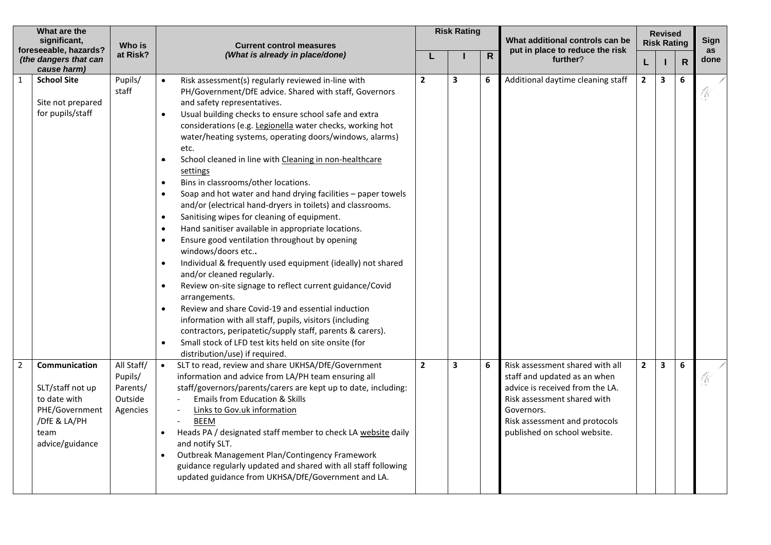| | What are the significant, foreseeable, hazards? *(the dangers that can cause harm)* | Who is at Risk? | Current control measures *(What is already in place/done)* | Risk Rating | | | What additional controls can be put in place to reduce the risk further? | Revised Risk Rating | | | Sign as done |
|---|---|---|---|---|---|---|---|---|---|---|---|
| | | | | L | I | R | | L | I | R | |
| 1 | **School Site**<br><br>Site not prepared for pupils/staff | Pupils/ staff | • Risk assessment(s) regularly reviewed in-line with PH/Government/DfE advice. Shared with staff, Governors and safety representatives.<br>• Usual building checks to ensure school safe and extra considerations (e.g. Legionella water checks, working hot water/heating systems, operating doors/windows, alarms) etc.<br>• School cleaned in line with Cleaning in non-healthcare settings<br>• Bins in classrooms/other locations.<br>• Soap and hot water and hand drying facilities – paper towels and/or (electrical hand-dryers in toilets) and classrooms.<br>• Sanitising wipes for cleaning of equipment.<br>• Hand sanitiser available in appropriate locations.<br>• Ensure good ventilation throughout by opening windows/doors etc..<br>• Individual & frequently used equipment (ideally) not shared and/or cleaned regularly.<br>• Review on-site signage to reflect current guidance/Covid arrangements.<br>• Review and share Covid-19 and essential induction information with all staff, pupils, visitors (including contractors, peripatetic/supply staff, parents & carers).<br>• Small stock of LFD test kits held on site onsite (for distribution/use) if required. | 2 | 3 | 6 | Additional daytime cleaning staff | 2 | 3 | 6 | |
| 2 | **Communication**<br><br>SLT/staff not up to date with PHE/Government /DfE & LA/PH team advice/guidance | All Staff/ Pupils/ Parents/ Outside Agencies | • SLT to read, review and share UKHSA/DfE/Government information and advice from LA/PH team ensuring all staff/governors/parents/carers are kept up to date, including:<br>- Emails from Education & Skills<br>- Links to Gov.uk information<br>- BEEM<br>• Heads PA / designated staff member to check LA website daily and notify SLT.<br>• Outbreak Management Plan/Contingency Framework guidance regularly updated and shared with all staff following updated guidance from UKHSA/DfE/Government and LA. | 2 | 3 | 6 | Risk assessment shared with all staff and updated as an when advice is received from the LA.<br>Risk assessment shared with Governors.<br>Risk assessment and protocols published on school website. | 2 | 3 | 6 | |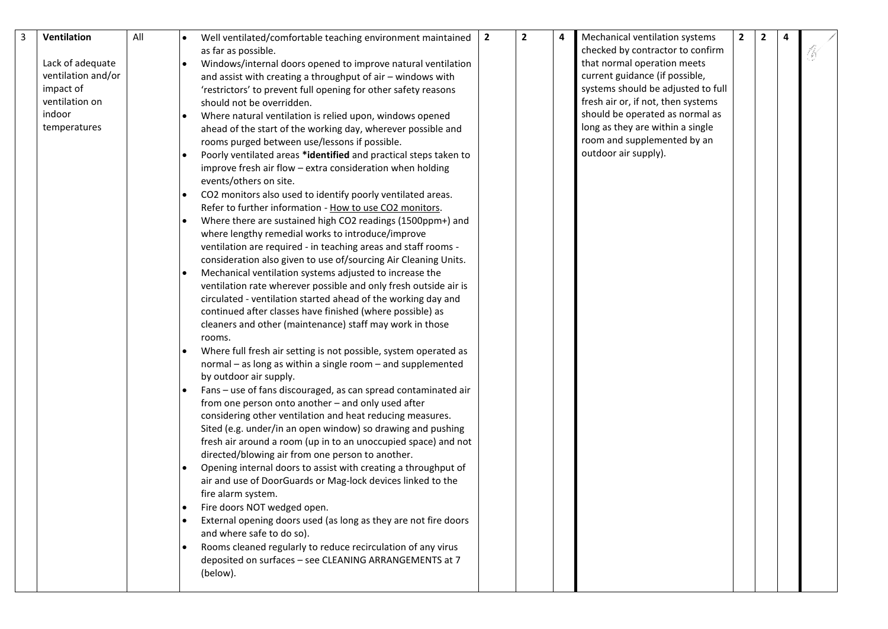| 3 | **Ventilation**<br><br>Lack of adequate ventilation and/or impact of ventilation on indoor temperatures | All | • Well ventilated/comfortable teaching environment maintained as far as possible.<br>• Windows/internal doors opened to improve natural ventilation and assist with creating a throughput of air – windows with 'restrictors' to prevent full opening for other safety reasons should not be overridden.<br>• Where natural ventilation is relied upon, windows opened ahead of the start of the working day, wherever possible and rooms purged between use/lessons if possible.<br>• Poorly ventilated areas ***identified** and practical steps taken to improve fresh air flow – extra consideration when holding events/others on site.<br>• $CO_2$ monitors also used to identify poorly ventilated areas. Refer to further information - How to use CO2 monitors.<br>• Where there are sustained high $CO_2$ readings (1500ppm+) and where lengthy remedial works to introduce/improve ventilation are required - in teaching areas and staff rooms - consideration also given to use of/sourcing Air Cleaning Units.<br>• Mechanical ventilation systems adjusted to increase the ventilation rate wherever possible and only fresh outside air is circulated - ventilation started ahead of the working day and continued after classes have finished (where possible) as cleaners and other (maintenance) staff may work in those rooms.<br>• Where full fresh air setting is not possible, system operated as normal – as long as within a single room – and supplemented by outdoor air supply.<br>• Fans – use of fans discouraged, as can spread contaminated air from one person onto another – and only used after considering other ventilation and heat reducing measures. Sited (e.g. under/in an open window) so drawing and pushing fresh air around a room (up in to an unoccupied space) and not directed/blowing air from one person to another.<br>• Opening internal doors to assist with creating a throughput of air and use of DoorGuards or Mag-lock devices linked to the fire alarm system.<br>• Fire doors NOT wedged open.<br>• External opening doors used (as long as they are not fire doors and where safe to do so).<br>• Rooms cleaned regularly to reduce recirculation of any virus deposited on surfaces – see CLEANING ARRANGEMENTS at 7 (below). | 2 | 2 | 4 | Mechanical ventilation systems checked by contractor to confirm that normal operation meets current guidance (if possible, systems should be adjusted to full fresh air or, if not, then systems should be operated as normal as long as they are within a single room and supplemented by an outdoor air supply). | 2 | 2 | 4 | |
|---|---|---|---|---|---|---|---|---|---|---|---|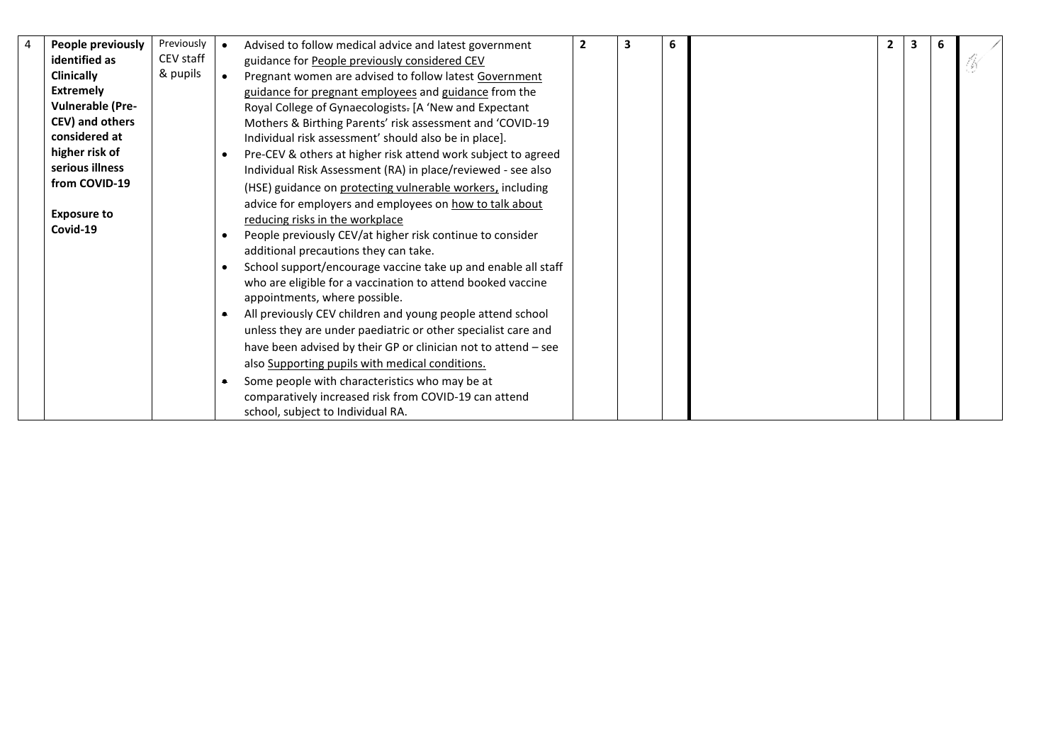| 4 | **People previously identified as Clinically Extremely Vulnerable (Pre-CEV) and others considered at higher risk of serious illness from COVID-19**<br><br>**Exposure to Covid-19** | Previously CEV staff & pupils | • Advised to follow medical advice and latest government guidance for People previously considered CEV<br>• Pregnant women are advised to follow latest Government guidance for pregnant employees and guidance from the Royal College of Gynaecologists. [A 'New and Expectant Mothers & Birthing Parents' risk assessment and 'COVID-19 Individual risk assessment' should also be in place].<br>• Pre-CEV & others at higher risk attend work subject to agreed Individual Risk Assessment (RA) in place/reviewed - see also (HSE) guidance on protecting vulnerable workers, including advice for employers and employees on how to talk about reducing risks in the workplace<br>• People previously CEV/at higher risk continue to consider additional precautions they can take.<br>• School support/encourage vaccine take up and enable all staff who are eligible for a vaccination to attend booked vaccine appointments, where possible.<br>• All previously CEV children and young people attend school unless they are under paediatric or other specialist care and have been advised by their GP or clinician not to attend – see also Supporting pupils with medical conditions.<br>• Some people with characteristics who may be at comparatively increased risk from COVID-19 can attend school, subject to Individual RA. | **2** | **3** | **6** | | **2** | **3** | **6** | ✓ |
|---|---|---|---|---|---|---|---|---|---|---|---|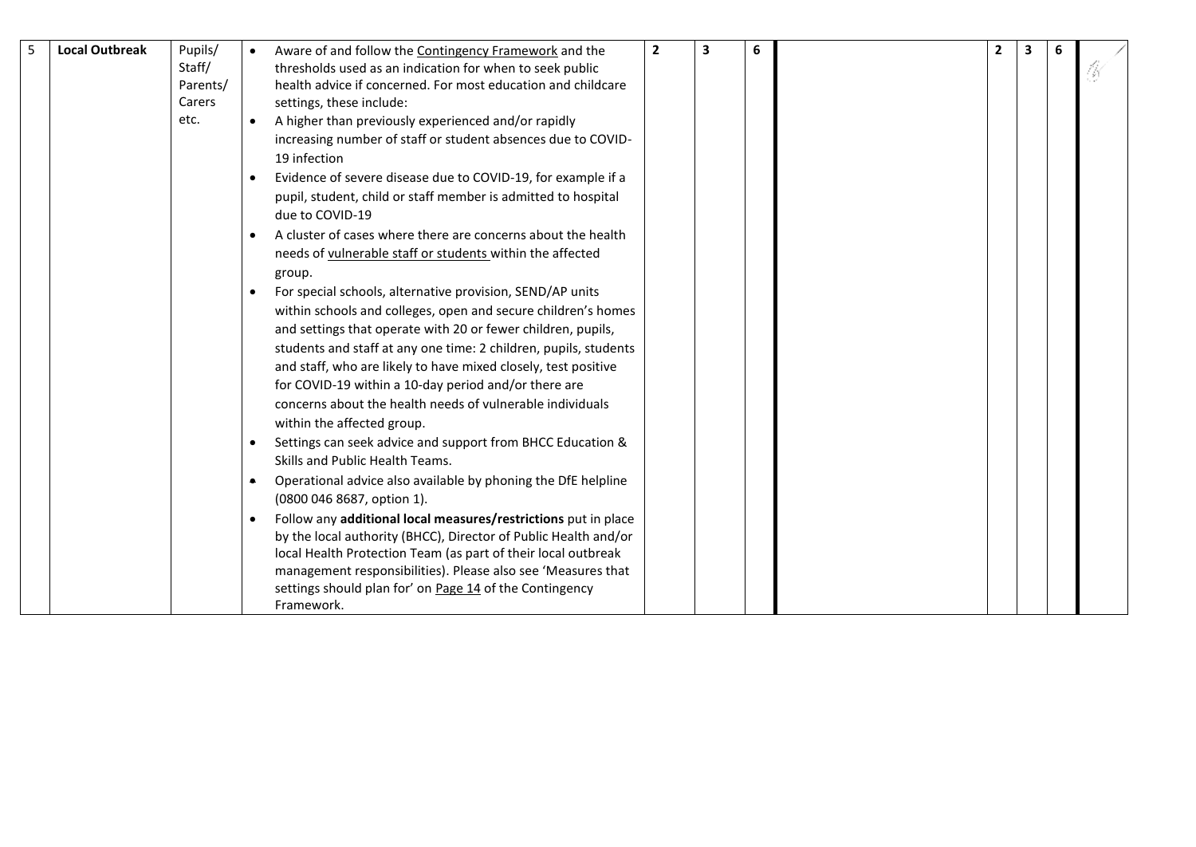| 5 | **Local Outbreak** | Pupils/ Staff/ Parents/ Carers etc. | • Aware of and follow the Contingency Framework and the thresholds used as an indication for when to seek public health advice if concerned. For most education and childcare settings, these include:<br>• A higher than previously experienced and/or rapidly increasing number of staff or student absences due to COVID-19 infection<br>• Evidence of severe disease due to COVID-19, for example if a pupil, student, child or staff member is admitted to hospital due to COVID-19<br>• A cluster of cases where there are concerns about the health needs of vulnerable staff or students within the affected group.<br>• For special schools, alternative provision, SEND/AP units within schools and colleges, open and secure children's homes and settings that operate with 20 or fewer children, pupils, students and staff at any one time: 2 children, pupils, students and staff, who are likely to have mixed closely, test positive for COVID-19 within a 10-day period and/or there are concerns about the health needs of vulnerable individuals within the affected group.<br>• Settings can seek advice and support from BHCC Education & Skills and Public Health Teams.<br>• Operational advice also available by phoning the DfE helpline (0800 046 8687, option 1).<br>• Follow any **additional local measures/restrictions** put in place by the local authority (BHCC), Director of Public Health and/or local Health Protection Team (as part of their local outbreak management responsibilities). Please also see 'Measures that settings should plan for' on Page 14 of the Contingency Framework. | 2 | 3 | 6 | | 2 | 3 | 6 | |
|---|---|---|---|---|---|---|---|---|---|---|---|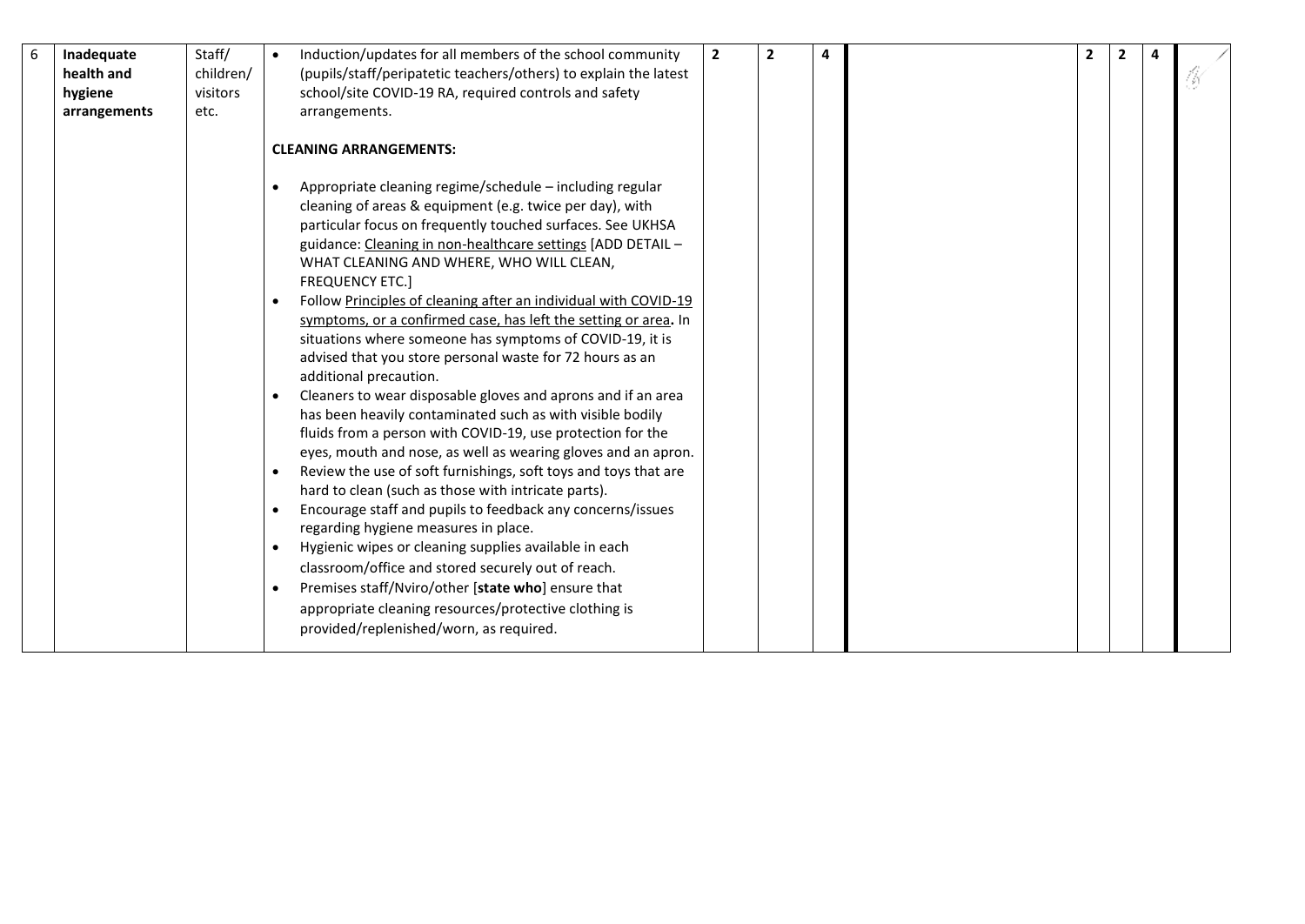| 6 | Inadequate health and hygiene arrangements | Staff/ children/ visitors etc. | • Induction/updates for all members of the school community (pupils/staff/peripatetic teachers/others) to explain the latest school/site COVID-19 RA, required controls and safety arrangements.<br><br>**CLEANING ARRANGEMENTS:**<br><br>• Appropriate cleaning regime/schedule – including regular cleaning of areas & equipment (e.g. twice per day), with particular focus on frequently touched surfaces. See UKHSA guidance: Cleaning in non-healthcare settings [ADD DETAIL – WHAT CLEANING AND WHERE, WHO WILL CLEAN, FREQUENCY ETC.]<br>• Follow Principles of cleaning after an individual with COVID-19 symptoms, or a confirmed case, has left the setting or area**.** In situations where someone has symptoms of COVID-19, it is advised that you store personal waste for 72 hours as an additional precaution.<br>• Cleaners to wear disposable gloves and aprons and if an area has been heavily contaminated such as with visible bodily fluids from a person with COVID-19, use protection for the eyes, mouth and nose, as well as wearing gloves and an apron.<br>• Review the use of soft furnishings, soft toys and toys that are hard to clean (such as those with intricate parts).<br>• Encourage staff and pupils to feedback any concerns/issues regarding hygiene measures in place.<br>• Hygienic wipes or cleaning supplies available in each classroom/office and stored securely out of reach.<br>• Premises staff/Nviro/other [**state who**] ensure that appropriate cleaning resources/protective clothing is provided/replenished/worn, as required. | **2** | **2** | **4** | | **2** | **2** | **4** | |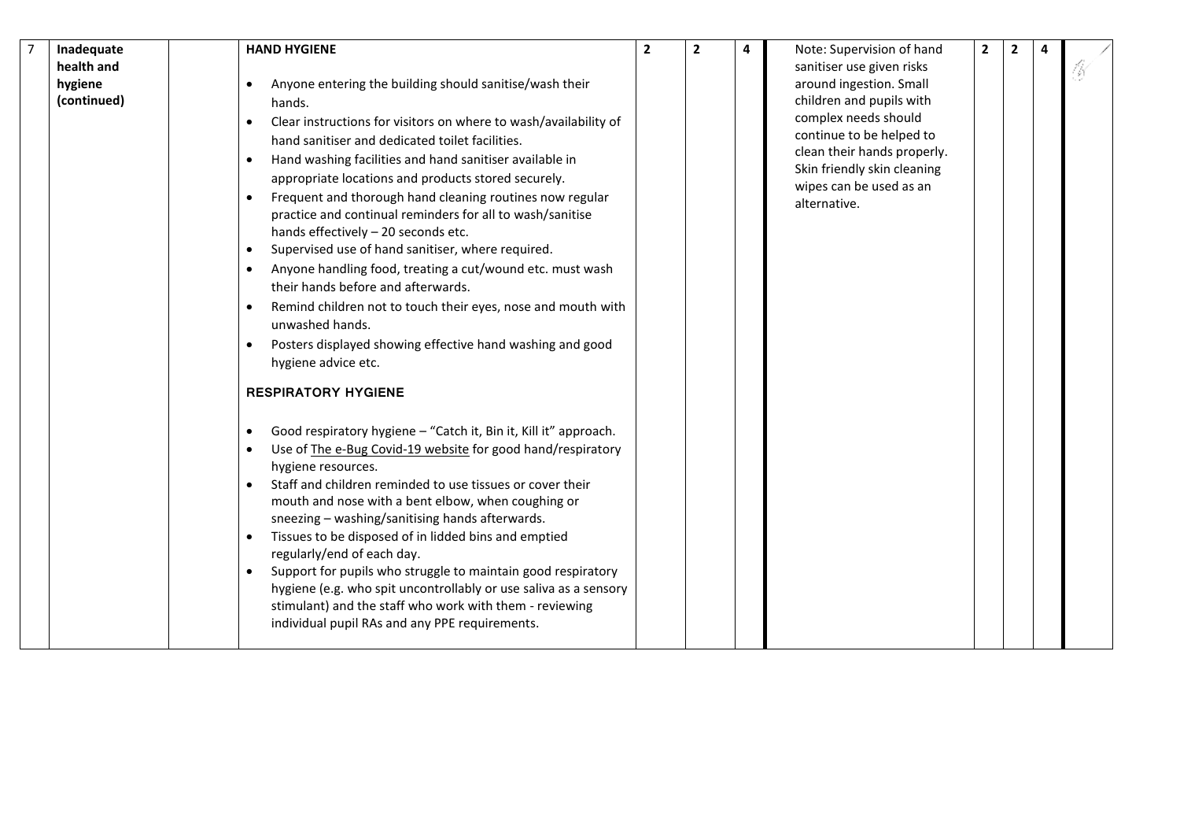| 7 | Inadequate health and hygiene (continued) | | **HAND HYGIENE**<br><br>• Anyone entering the building should sanitise/wash their hands.<br>• Clear instructions for visitors on where to wash/availability of hand sanitiser and dedicated toilet facilities.<br>• Hand washing facilities and hand sanitiser available in appropriate locations and products stored securely.<br>• Frequent and thorough hand cleaning routines now regular practice and continual reminders for all to wash/sanitise hands effectively – 20 seconds etc.<br>• Supervised use of hand sanitiser, where required.<br>• Anyone handling food, treating a cut/wound etc. must wash their hands before and afterwards.<br>• Remind children not to touch their eyes, nose and mouth with unwashed hands.<br>• Posters displayed showing effective hand washing and good hygiene advice etc.<br><br>**RESPIRATORY HYGIENE**<br><br>• Good respiratory hygiene – "Catch it, Bin it, Kill it" approach.<br>• Use of The e-Bug Covid-19 website for good hand/respiratory hygiene resources.<br>• Staff and children reminded to use tissues or cover their mouth and nose with a bent elbow, when coughing or sneezing – washing/sanitising hands afterwards.<br>• Tissues to be disposed of in lidded bins and emptied regularly/end of each day.<br>• Support for pupils who struggle to maintain good respiratory hygiene (e.g. who spit uncontrollably or use saliva as a sensory stimulant) and the staff who work with them - reviewing individual pupil RAs and any PPE requirements. | 2 | 2 | 4 | Note: Supervision of hand sanitiser use given risks around ingestion. Small children and pupils with complex needs should continue to be helped to clean their hands properly. Skin friendly skin cleaning wipes can be used as an alternative. | 2 | 2 | 4 | |
|---|---|---|---|---|---|---|---|---|---|---|---|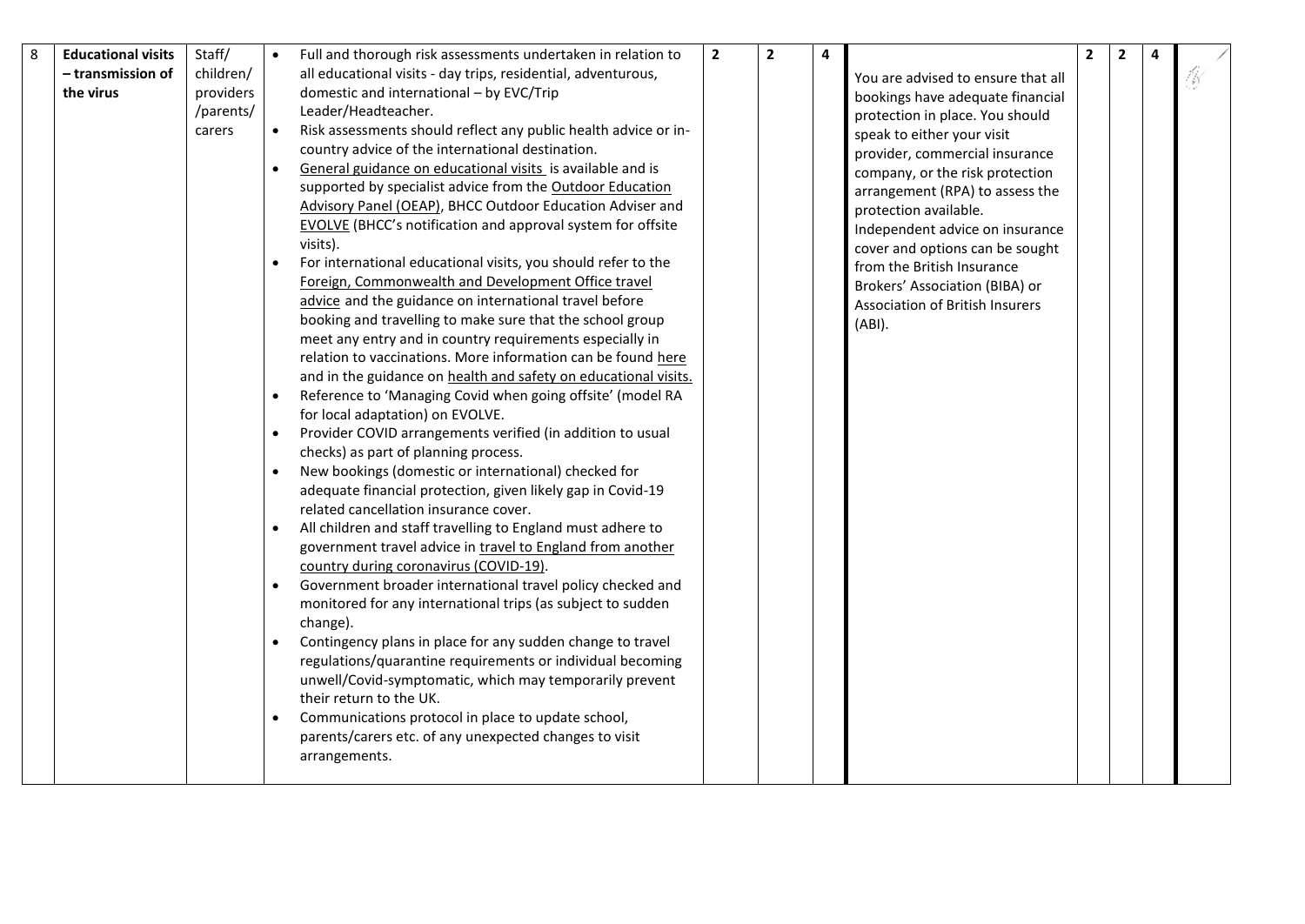| 8 | **Educational visits – transmission of the virus** | Staff/ children/ providers /parents/ carers | • Full and thorough risk assessments undertaken in relation to all educational visits - day trips, residential, adventurous, domestic and international – by EVC/Trip Leader/Headteacher.<br>• Risk assessments should reflect any public health advice or in-country advice of the international destination.<br>• General guidance on educational visits is available and is supported by specialist advice from the Outdoor Education Advisory Panel (OEAP), BHCC Outdoor Education Adviser and EVOLVE (BHCC's notification and approval system for offsite visits).<br>• For international educational visits, you should refer to the Foreign, Commonwealth and Development Office travel advice and the guidance on international travel before booking and travelling to make sure that the school group meet any entry and in country requirements especially in relation to vaccinations. More information can be found here and in the guidance on health and safety on educational visits.<br>• Reference to 'Managing Covid when going offsite' (model RA for local adaptation) on EVOLVE.<br>• Provider COVID arrangements verified (in addition to usual checks) as part of planning process.<br>• New bookings (domestic or international) checked for adequate financial protection, given likely gap in Covid-19 related cancellation insurance cover.<br>• All children and staff travelling to England must adhere to government travel advice in travel to England from another country during coronavirus (COVID-19).<br>• Government broader international travel policy checked and monitored for any international trips (as subject to sudden change).<br>• Contingency plans in place for any sudden change to travel regulations/quarantine requirements or individual becoming unwell/Covid-symptomatic, which may temporarily prevent their return to the UK.<br>• Communications protocol in place to update school, parents/carers etc. of any unexpected changes to visit arrangements. | **2** | **2** | **4** | You are advised to ensure that all bookings have adequate financial protection in place. You should speak to either your visit provider, commercial insurance company, or the risk protection arrangement (RPA) to assess the protection available. Independent advice on insurance cover and options can be sought from the British Insurance Brokers' Association (BIBA) or Association of British Insurers (ABI). | **2** | **2** | **4** | ✓ |
|---|---|---|---|---|---|---|---|---|---|---|---|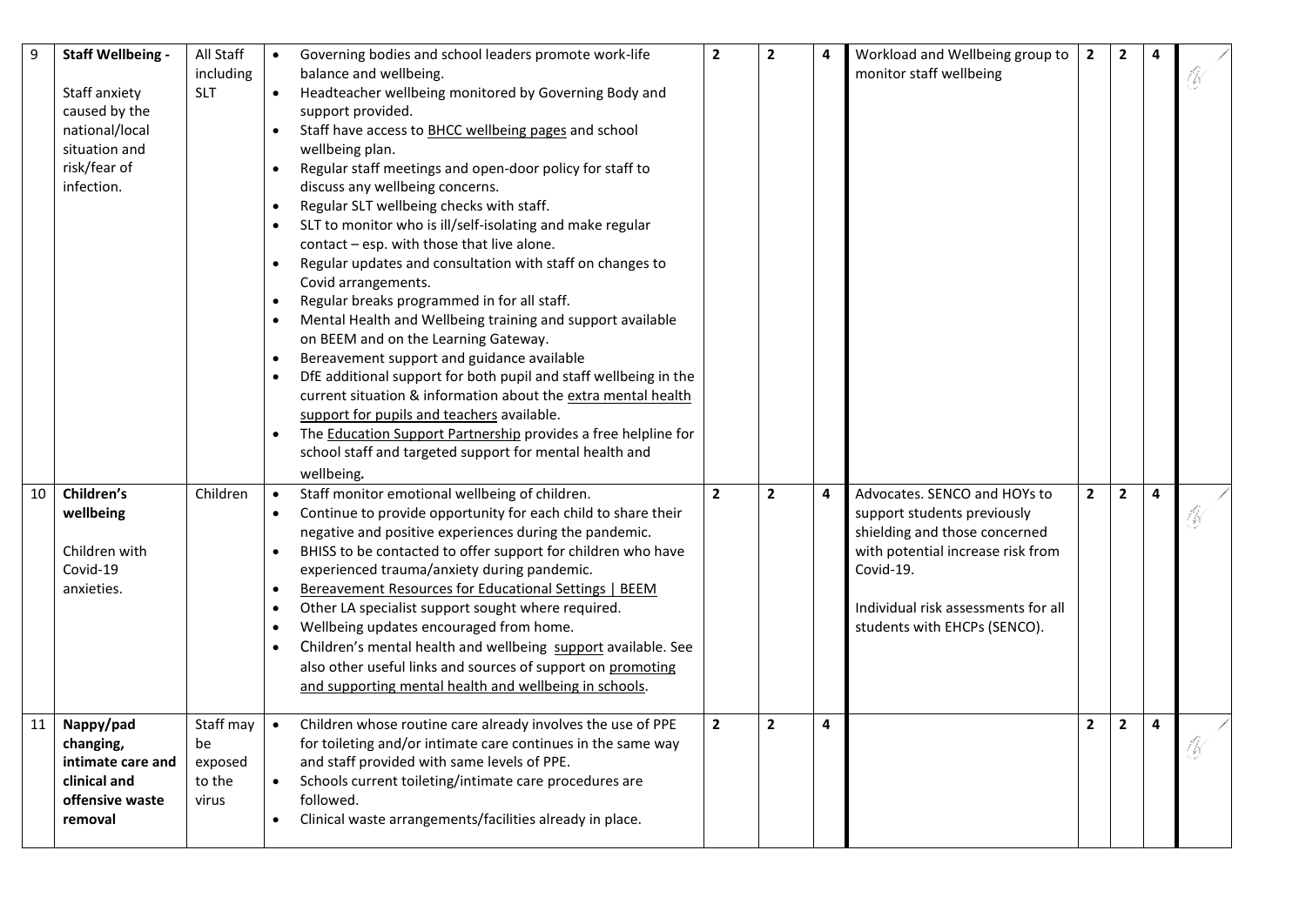| | | | | | | | | | | | | |
|---|---|---|---|---|---|---|---|---|---|---|---|---|
| 9 | **Staff Wellbeing -** <br><br> Staff anxiety caused by the national/local situation and risk/fear of infection. | All Staff including SLT | • Governing bodies and school leaders promote work-life balance and wellbeing. <br> • Headteacher wellbeing monitored by Governing Body and support provided. <br> • Staff have access to BHCC wellbeing pages and school wellbeing plan. <br> • Regular staff meetings and open-door policy for staff to discuss any wellbeing concerns. <br> • Regular SLT wellbeing checks with staff. <br> • SLT to monitor who is ill/self-isolating and make regular contact – esp. with those that live alone. <br> • Regular updates and consultation with staff on changes to Covid arrangements. <br> • Regular breaks programmed in for all staff. <br> • Mental Health and Wellbeing training and support available on BEEM and on the Learning Gateway. <br> • Bereavement support and guidance available <br> • DfE additional support for both pupil and staff wellbeing in the current situation & information about the extra mental health support for pupils and teachers available. <br> • The Education Support Partnership provides a free helpline for school staff and targeted support for mental health and wellbeing. | **2** | **2** | **4** | Workload and Wellbeing group to monitor staff wellbeing | **2** | **2** | **4** | |
| 10 | **Children's wellbeing** <br><br> Children with Covid-19 anxieties. | Children | • Staff monitor emotional wellbeing of children. <br> • Continue to provide opportunity for each child to share their negative and positive experiences during the pandemic. <br> • BHISS to be contacted to offer support for children who have experienced trauma/anxiety during pandemic. <br> • Bereavement Resources for Educational Settings \| BEEM <br> • Other LA specialist support sought where required. <br> • Wellbeing updates encouraged from home. <br> • Children's mental health and wellbeing support available. See also other useful links and sources of support on promoting and supporting mental health and wellbeing in schools. | **2** | **2** | **4** | Advocates. SENCO and HOYs to support students previously shielding and those concerned with potential increase risk from Covid-19. <br><br> Individual risk assessments for all students with EHCPs (SENCO). | **2** | **2** | **4** | |
| 11 | **Nappy/pad changing, intimate care and clinical and offensive waste removal** | Staff may be exposed to the virus | • Children whose routine care already involves the use of PPE for toileting and/or intimate care continues in the same way and staff provided with same levels of PPE. <br> • Schools current toileting/intimate care procedures are followed. <br> • Clinical waste arrangements/facilities already in place. | **2** | **2** | **4** | | **2** | **2** | **4** | |